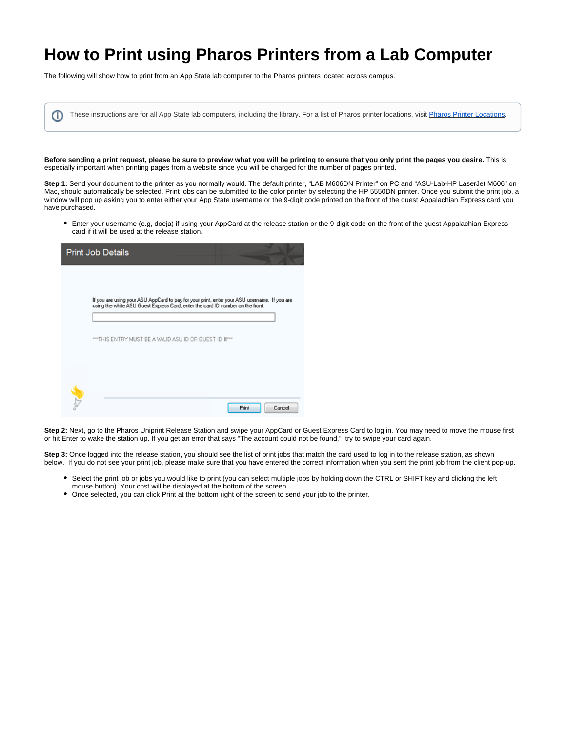# How to Print using Pharos Printers from a Lab Computer

The following will show how to print from an App State lab computer to the Pharos printers located across campus.

> These instructions are for all App State lab computers, including the library. For a list of Pharos printer locations, visit [Pharos Printer Locations](#).

**Before sending a print request, please be sure to preview what you will be printing to ensure that you only print the pages you desire.** This is especially important when printing pages from a website since you will be charged for the number of pages printed.

**Step 1:** Send your document to the printer as you normally would. The default printer, "LAB M606DN Printer" on PC and "ASU-Lab-HP LaserJet M606" on Mac, should automatically be selected. Print jobs can be submitted to the color printer by selecting the HP 5550DN printer. Once you submit the print job, a window will pop up asking you to enter either your App State username or the 9-digit code printed on the front of the guest Appalachian Express card you have purchased.

- Enter your username (e.g, doeja) if using your AppCard at the release station or the 9-digit code on the front of the guest Appalachian Express card if it will be used at the release station.

**Step 2:** Next, go to the Pharos Uniprint Release Station and swipe your AppCard or Guest Express Card to log in. You may need to move the mouse first or hit Enter to wake the station up. If you get an error that says "The account could not be found," try to swipe your card again.

**Step 3:** Once logged into the release station, you should see the list of print jobs that match the card used to log in to the release station, as shown below. If you do not see your print job, please make sure that you have entered the correct information when you sent the print job from the client pop-up.

- Select the print job or jobs you would like to print (you can select multiple jobs by holding down the CTRL or SHIFT key and clicking the left mouse button). Your cost will be displayed at the bottom of the screen.
- Once selected, you can click Print at the bottom right of the screen to send your job to the printer.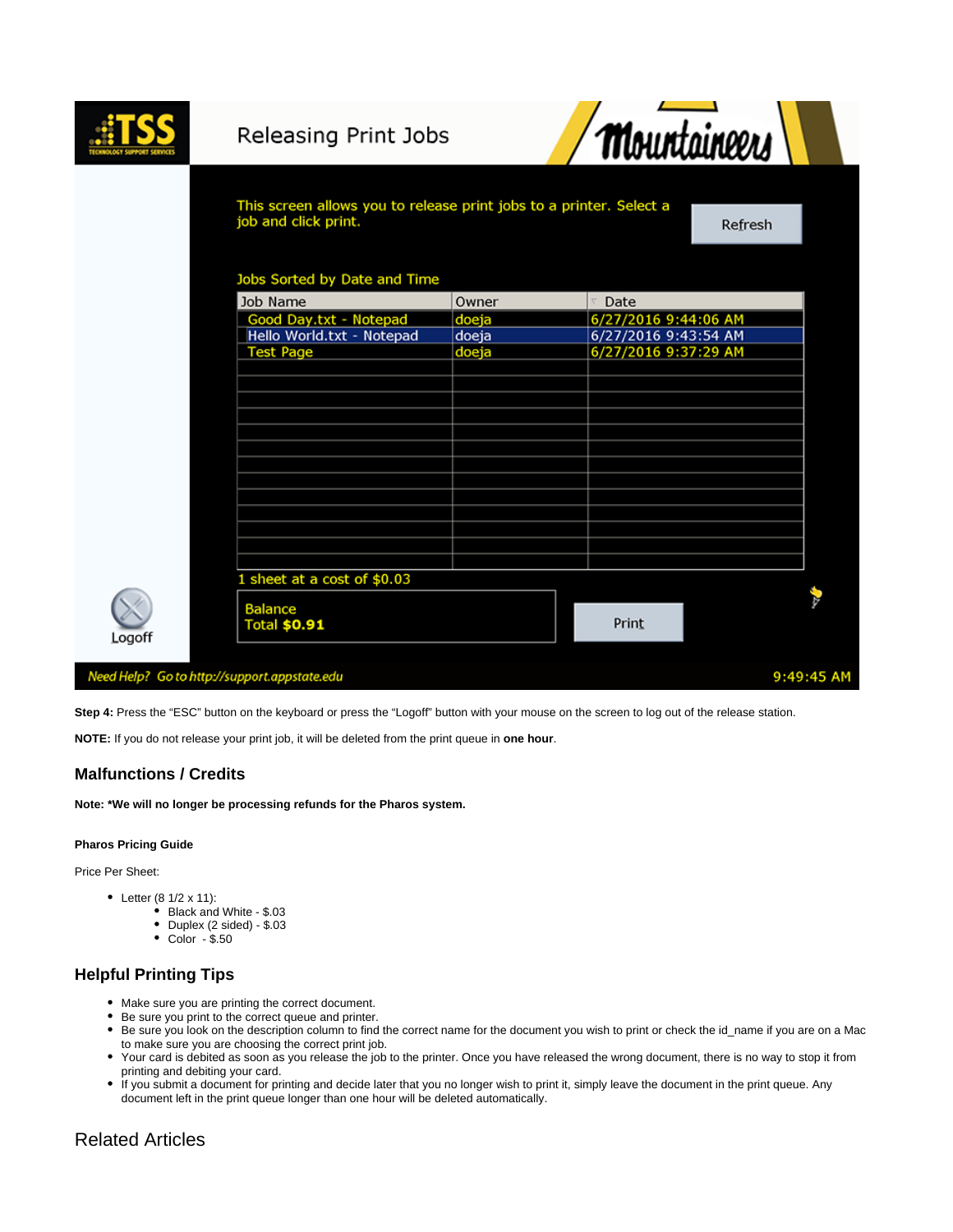**Step 4:** Press the "ESC" button on the keyboard or press the "Logoff" button with your mouse on the screen to log out of the release station.

**NOTE:** If you do not release your print job, it will be deleted from the print queue in **one hour**.

## Malfunctions / Credits

**Note: *We will no longer be processing refunds for the Pharos system.**

#### Pharos Pricing Guide

Price Per Sheet:

- Letter (8 1/2 x 11):
    - Black and White - $.03
    - Duplex (2 sided) - $.03
    - Color - $.50

## Helpful Printing Tips

- Make sure you are printing the correct document.
- Be sure you print to the correct queue and printer.
- Be sure you look on the description column to find the correct name for the document you wish to print or check the id_name if you are on a Mac to make sure you are choosing the correct print job.
- Your card is debited as soon as you release the job to the printer. Once you have released the wrong document, there is no way to stop it from printing and debiting your card.
- If you submit a document for printing and decide later that you no longer wish to print it, simply leave the document in the print queue. Any document left in the print queue longer than one hour will be deleted automatically.

## Related Articles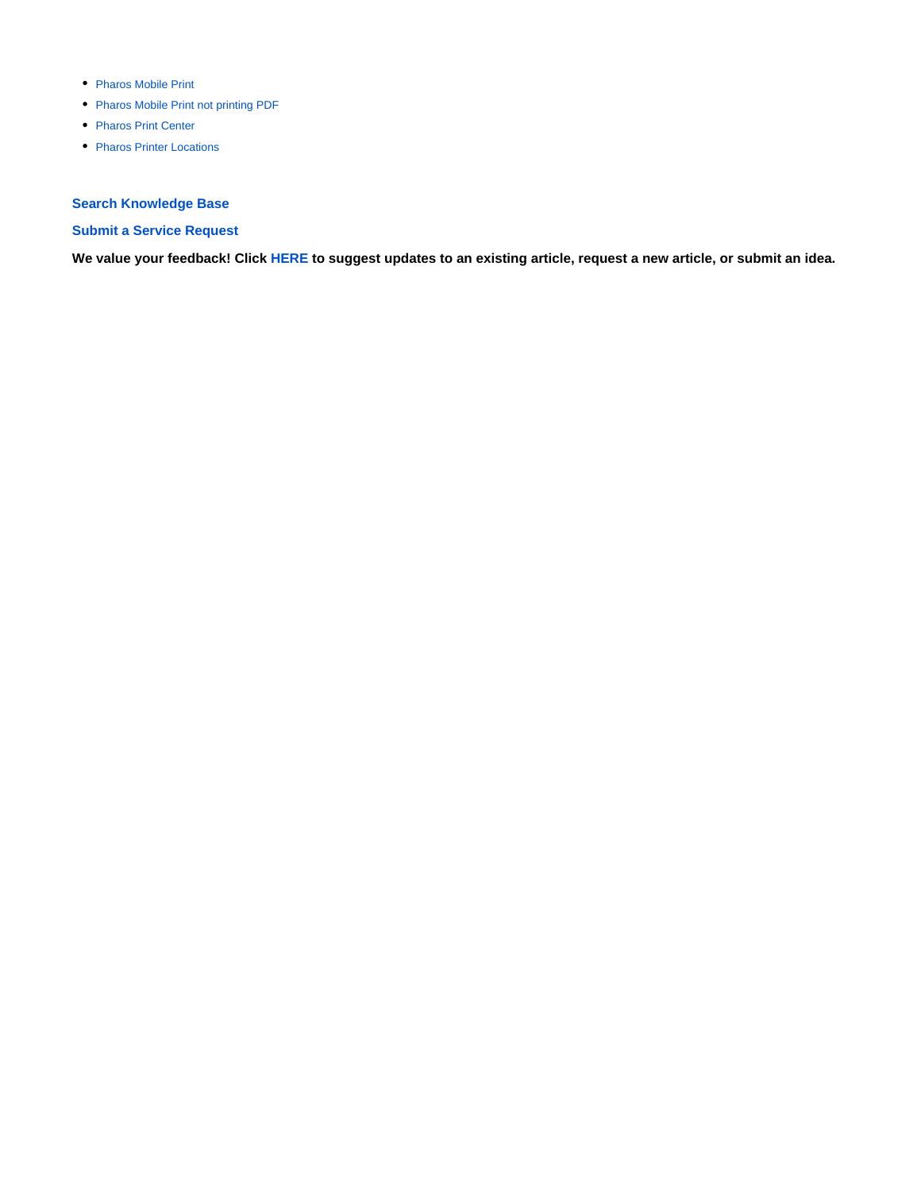- Pharos Mobile Print
- Pharos Mobile Print not printing PDF
- Pharos Print Center
- Pharos Printer Locations

**Search Knowledge Base**

**Submit a Service Request**

**We value your feedback! Click HERE to suggest updates to an existing article, request a new article, or submit an idea.**